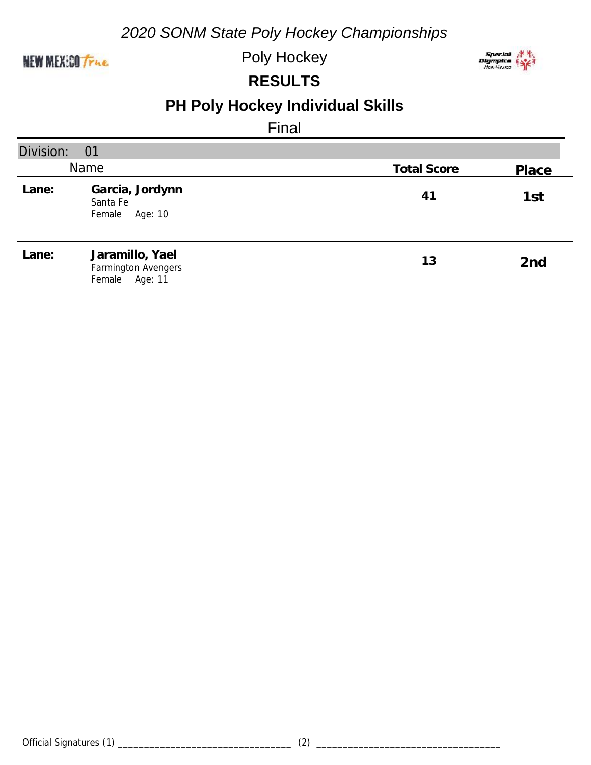*2020 SONM State Poly Hockey Championships*

Poly Hockey

## RESULTS

## PH Poly Hockey Individual Skills

Final

Division: 01

| | Name | Total Score | Place |
|---|---|---|---|
| **Lane:** | **Garcia, Jordynn**<br>Santa Fe<br>Female Age: 10 | **41** | **1st** |
| **Lane:** | **Jaramillo, Yael**<br>Farmington Avengers<br>Female Age: 11 | **13** | **2nd** |

Official Signatures (1) ________________________________ (2) ________________________________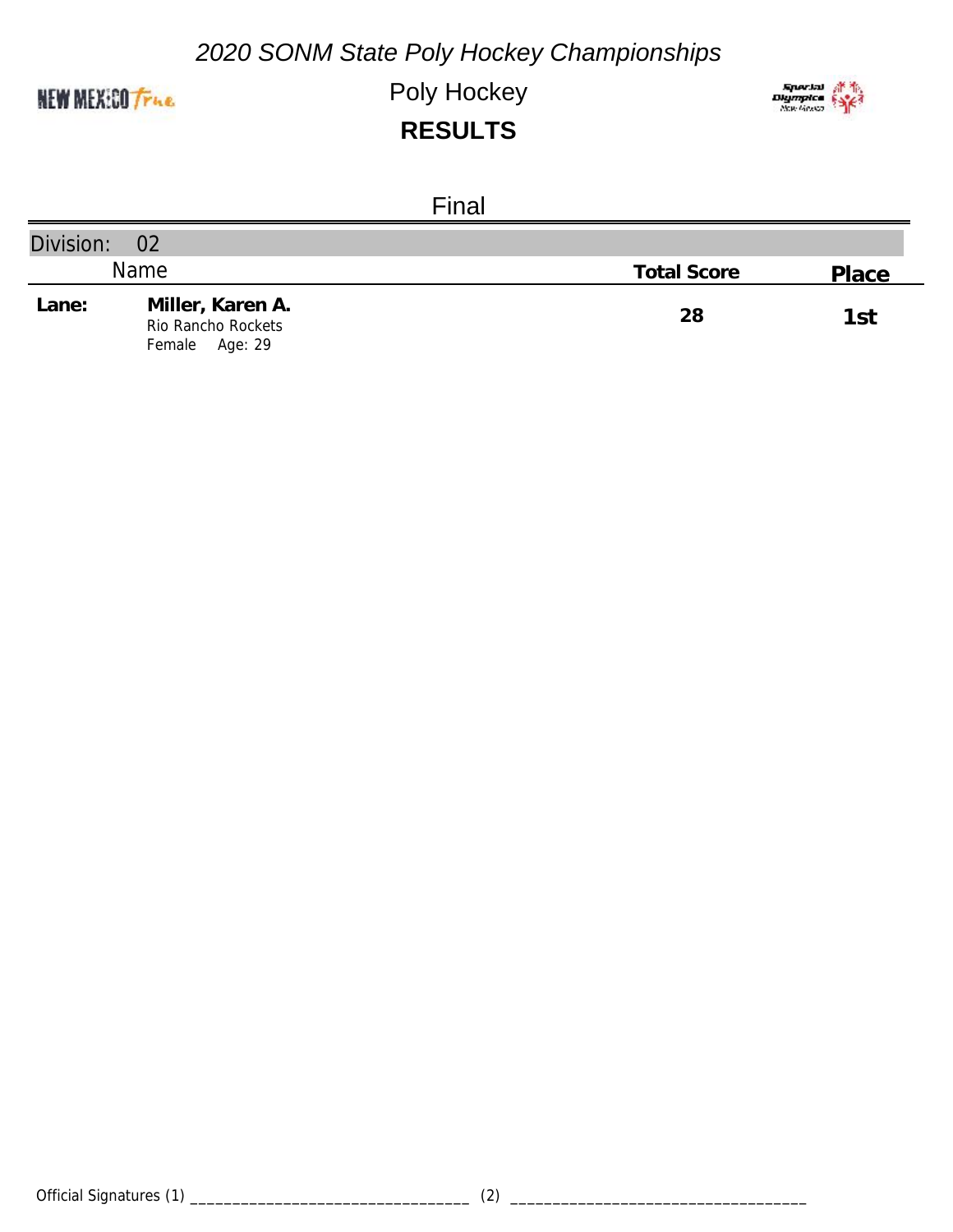*2020 SONM State Poly Hockey Championships*

Poly Hockey

**RESULTS**

Final

| Division: 02 | | | |
|---|---|---|---|
| | Name | **Total Score** | **Place** |
| **Lane:** | **Miller, Karen A.**<br>Rio Rancho Rockets<br>Female Age: 29 | **28** | **1st** |

Official Signatures (1) _________________________________ (2) _________________________________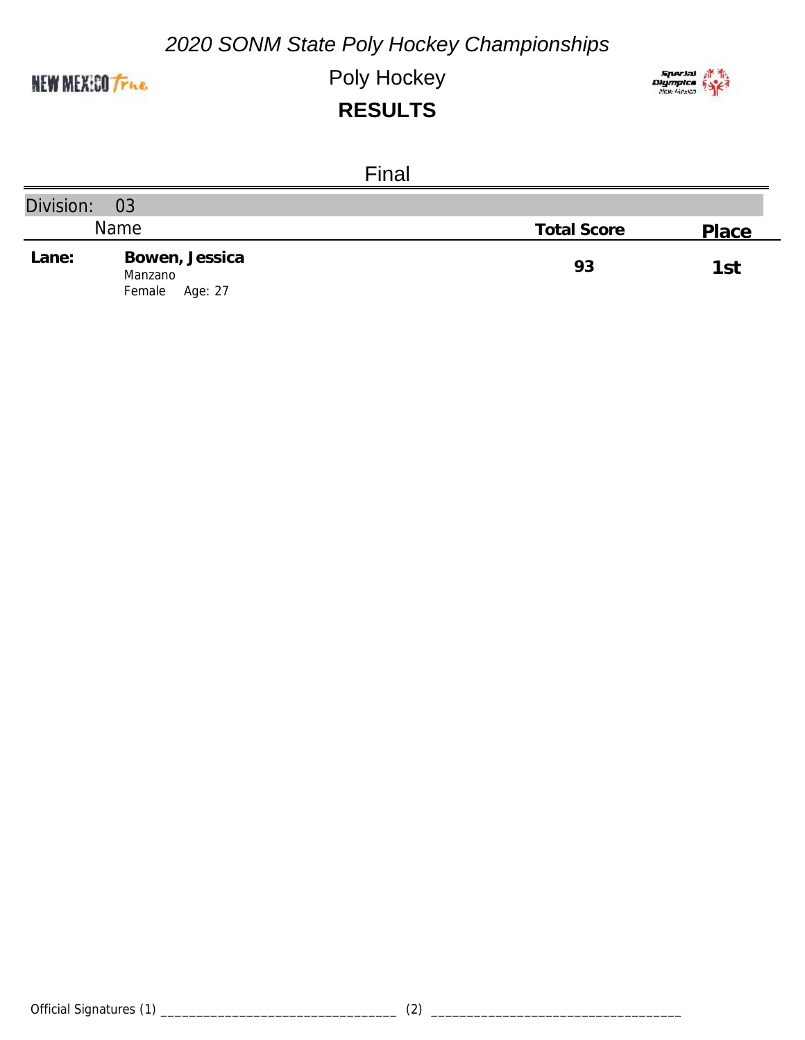*2020 SONM State Poly Hockey Championships*

Poly Hockey

**RESULTS**

Final

| Division: 03 | | | |
|---|---|---|---|
| | Name | **Total Score** | **Place** |
| **Lane:** | **Bowen, Jessica**<br>Manzano<br>Female Age: 27 | **93** | **1st** |

Official Signatures (1) ________________________________ (2) ________________________________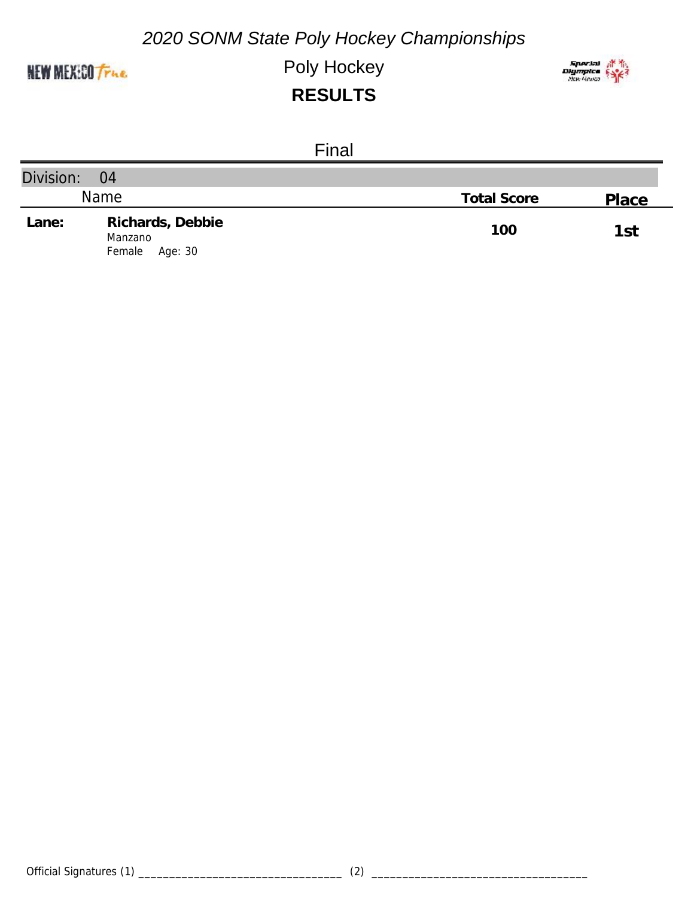*2020 SONM State Poly Hockey Championships*

Poly Hockey

**RESULTS**

Final

| Division: 04 | | | |
|---|---|---|---|
| | Name | **Total Score** | **Place** |
| **Lane:** | **Richards, Debbie**<br>Manzano<br>Female Age: 30 | **100** | **1st** |

Official Signatures (1) ________________________________ (2) ________________________________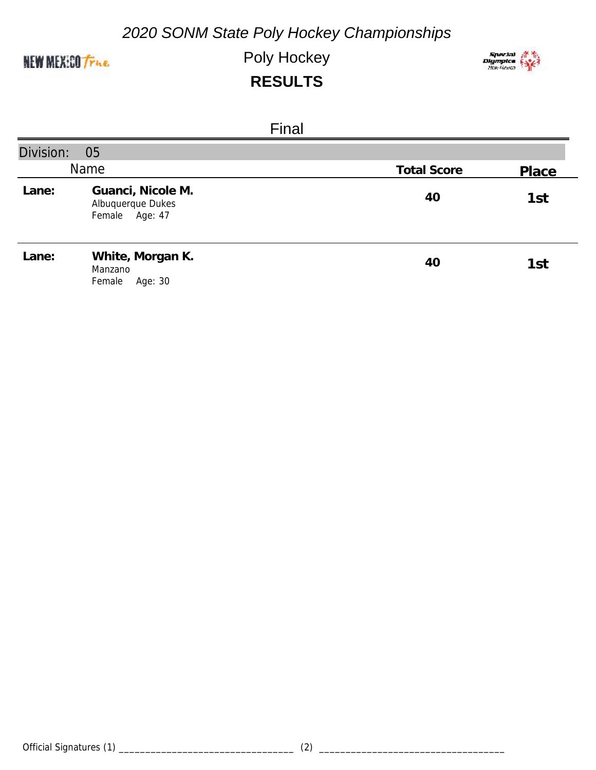*2020 SONM State Poly Hockey Championships*

Poly Hockey

**RESULTS**

Final

| Division: 05 | | | |
|---|---|---|---|
| | Name | **Total Score** | **Place** |
| **Lane:** | **Guanci, Nicole M.**<br>Albuquerque Dukes<br>Female Age: 47 | **40** | **1st** |
| **Lane:** | **White, Morgan K.**<br>Manzano<br>Female Age: 30 | **40** | **1st** |

Official Signatures (1) ________________________________ (2) ________________________________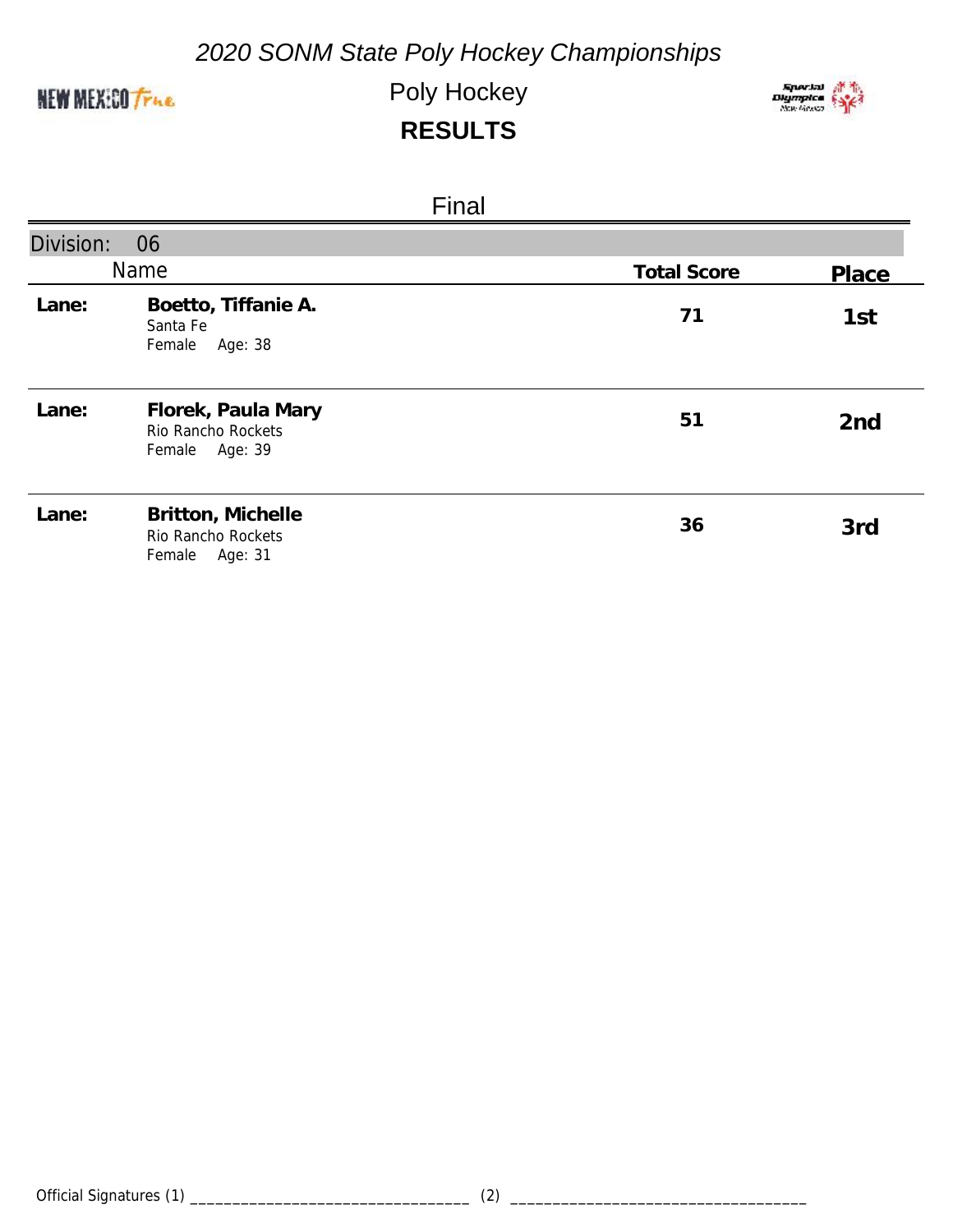# *2020 SONM State Poly Hockey Championships*

## Poly Hockey

## RESULTS

### Final

**Division: 06**

| | Name | Total Score | Place |
|---|---|---|---|
| **Lane:** | **Boetto, Tiffanie A.**<br>Santa Fe<br>Female Age: 38 | **71** | **1st** |
| **Lane:** | **Florek, Paula Mary**<br>Rio Rancho Rockets<br>Female Age: 39 | **51** | **2nd** |
| **Lane:** | **Britton, Michelle**<br>Rio Rancho Rockets<br>Female Age: 31 | **36** | **3rd** |

Official Signatures (1) ________________________________ (2) ________________________________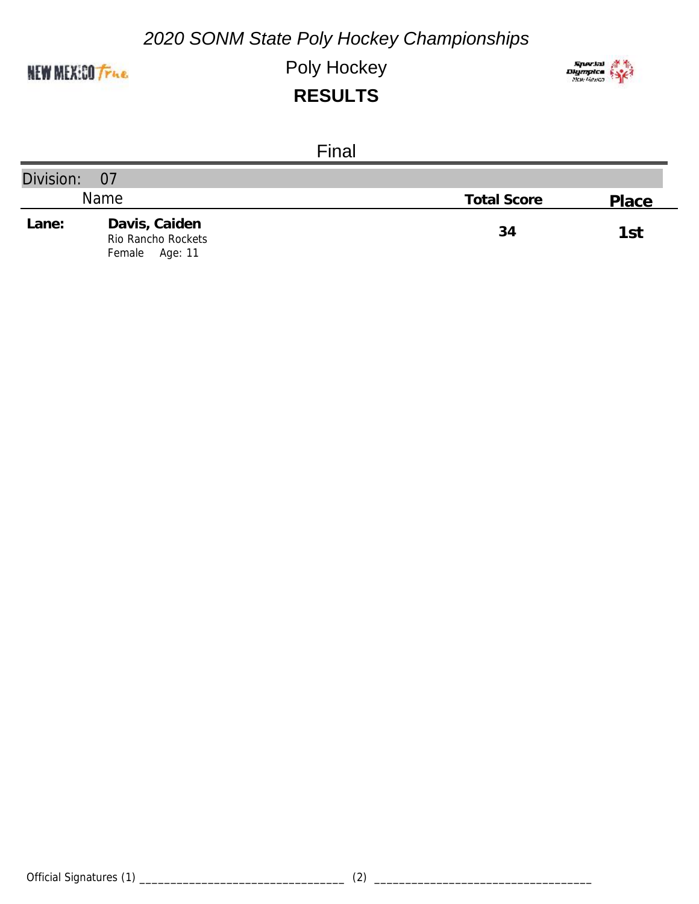*2020 SONM State Poly Hockey Championships*

Poly Hockey

**RESULTS**

Final

| Division: 07 | | | |
|---|---|---|---|
| | Name | **Total Score** | **Place** |
| **Lane:** | **Davis, Caiden**<br>Rio Rancho Rockets<br>Female Age: 11 | **34** | **1st** |

Official Signatures (1) ________________________________ (2) ________________________________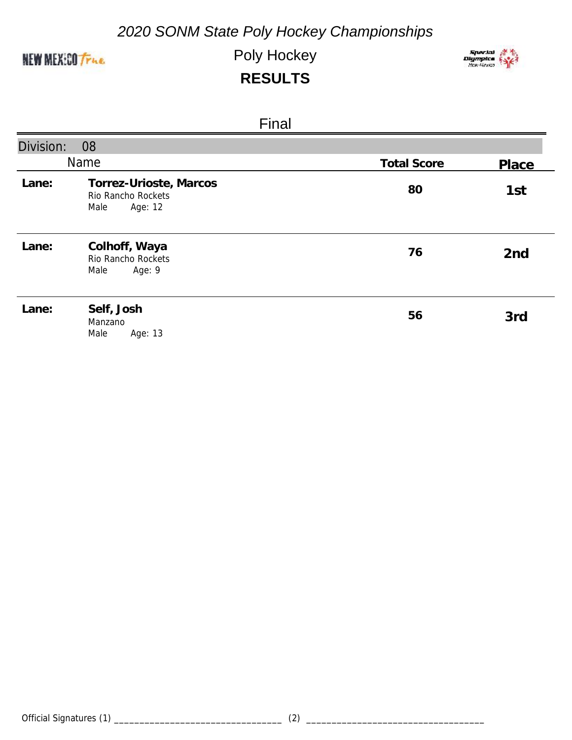*2020 SONM State Poly Hockey Championships*

Poly Hockey

**RESULTS**

Final

| Division: 08 | | | |
|---|---|---|---|
| | Name | Total Score | Place |
| Lane: | **Torrez-Urioste, Marcos**<br>Rio Rancho Rockets<br>Male Age: 12 | 80 | 1st |
| Lane: | **Colhoff, Waya**<br>Rio Rancho Rockets<br>Male Age: 9 | 76 | 2nd |
| Lane: | **Self, Josh**<br>Manzano<br>Male Age: 13 | 56 | 3rd |

Official Signatures (1) ________________________________ (2) ________________________________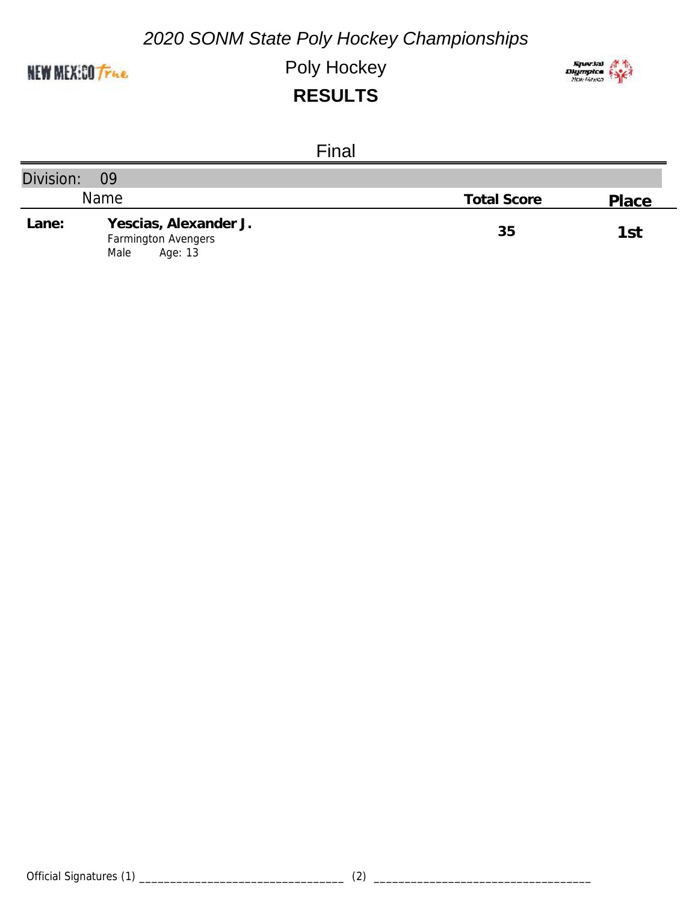# 2020 SONM State Poly Hockey Championships

## Poly Hockey

## RESULTS

### Final

**Division: 09**

| | Name | Total Score | Place |
|---|---|---|---|
| **Lane:** | **Yescias, Alexander J.**<br>Farmington Avengers<br>Male Age: 13 | **35** | **1st** |

Official Signatures (1) ________________________________ (2) ________________________________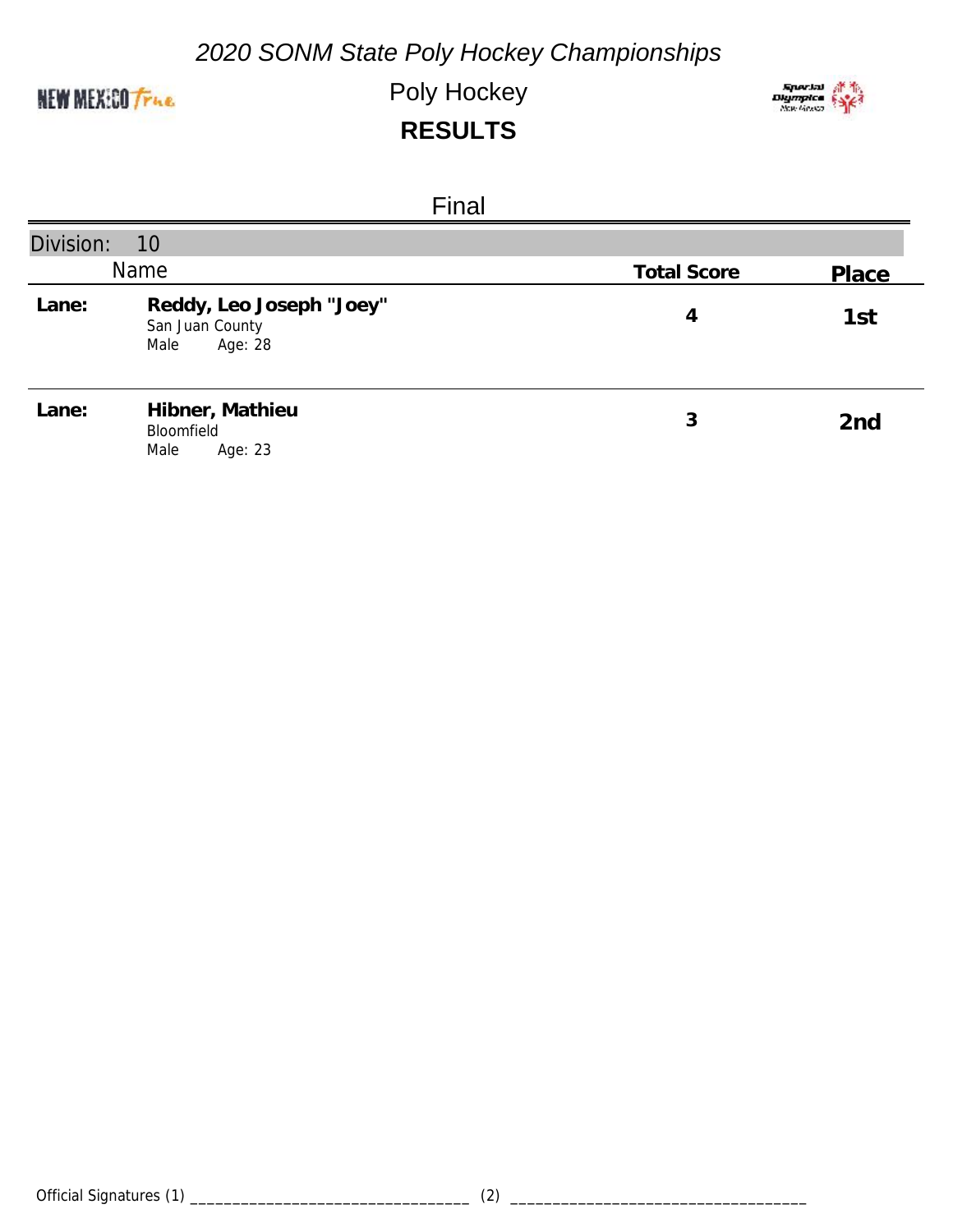*2020 SONM State Poly Hockey Championships*

Poly Hockey

**RESULTS**

Final

| Division: 10 | | | |
|---|---|---|---|
| | Name | Total Score | Place |
| Lane: | **Reddy, Leo Joseph "Joey"**<br>San Juan County<br>Male Age: 28 | 4 | 1st |
| Lane: | **Hibner, Mathieu**<br>Bloomfield<br>Male Age: 23 | 3 | 2nd |

Official Signatures (1) _________________________________ (2) __________________________________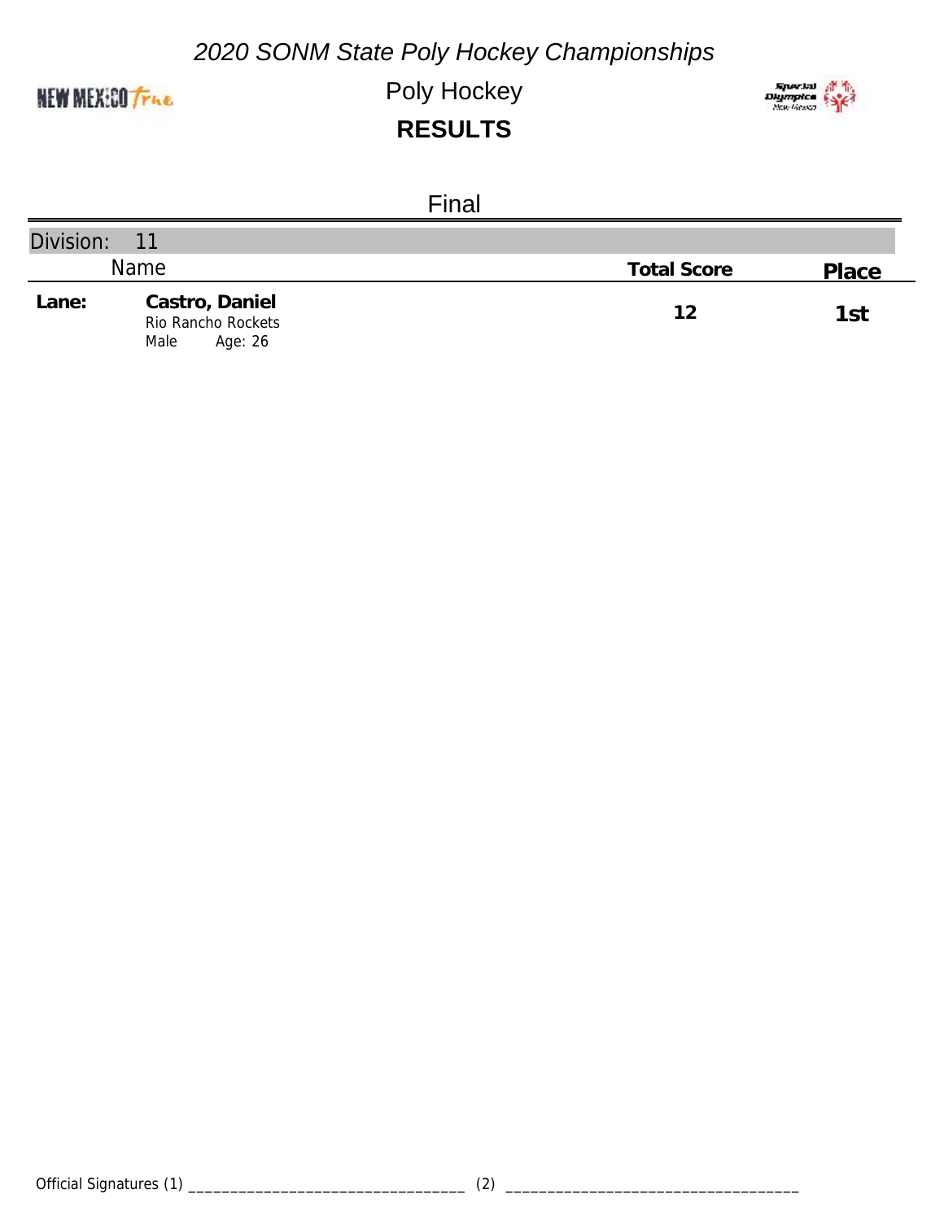*2020 SONM State Poly Hockey Championships*

Poly Hockey

**RESULTS**

Final

| Division: 11 | | | |
|---|---|---|---|
| | Name | **Total Score** | **Place** |
| **Lane:** | **Castro, Daniel**<br>Rio Rancho Rockets<br>Male Age: 26 | **12** | **1st** |

Official Signatures (1) ________________________________ (2) ________________________________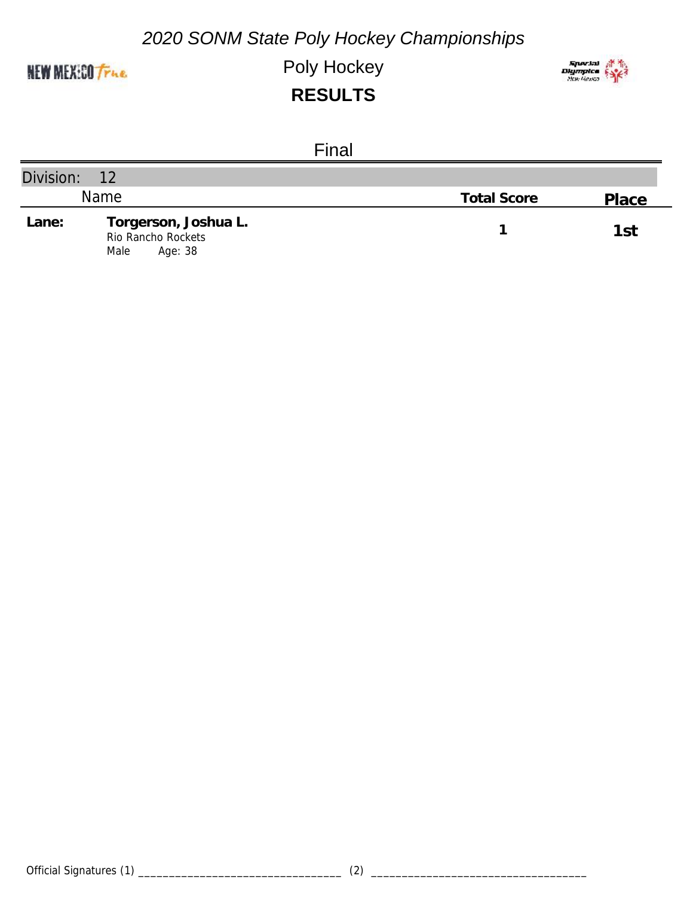*2020 SONM State Poly Hockey Championships*

Poly Hockey

**RESULTS**

Final

| Division: 12 | | | |
|---|---|---|---|
| | Name | **Total Score** | **Place** |
| **Lane:** | **Torgerson, Joshua L.**<br>Rio Rancho Rockets<br>Male Age: 38 | **1** | **1st** |

Official Signatures (1) ________________________________ (2) ________________________________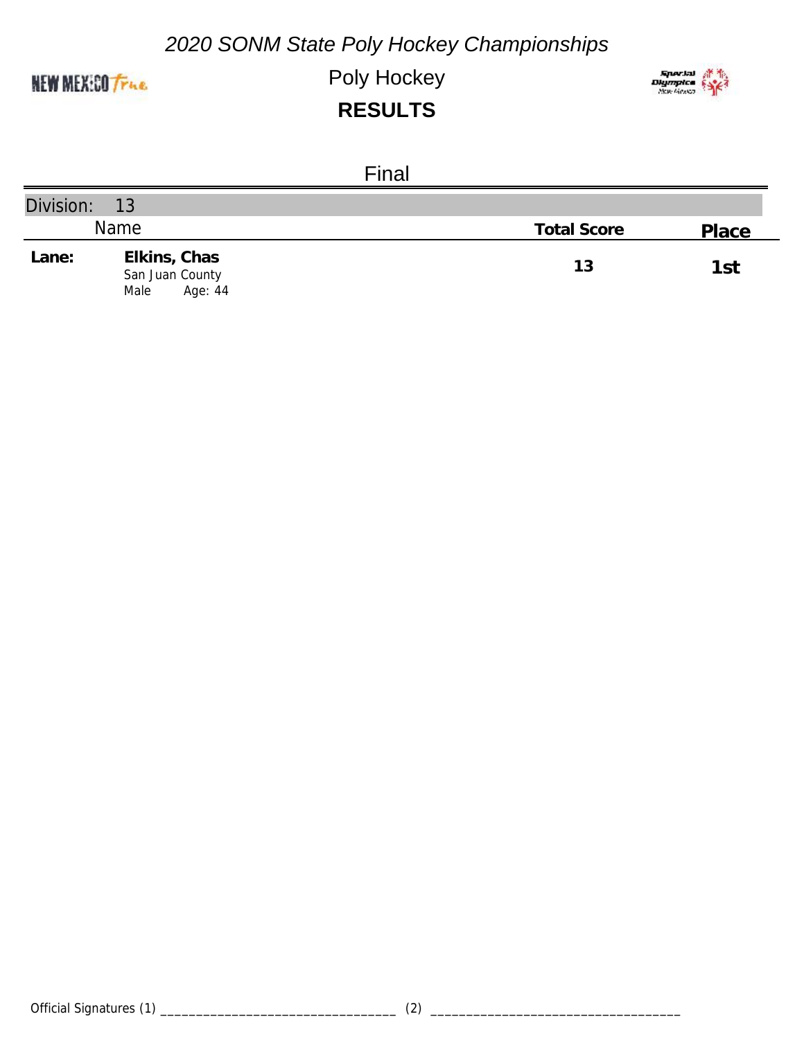*2020 SONM State Poly Hockey Championships*

Poly Hockey

**RESULTS**

Final

| Division: 13 | | | |
|---|---|---|---|
| | Name | **Total Score** | **Place** |
| **Lane:** | **Elkins, Chas**<br>San Juan County<br>Male Age: 44 | **13** | **1st** |

Official Signatures (1) ______________________________ (2) ______________________________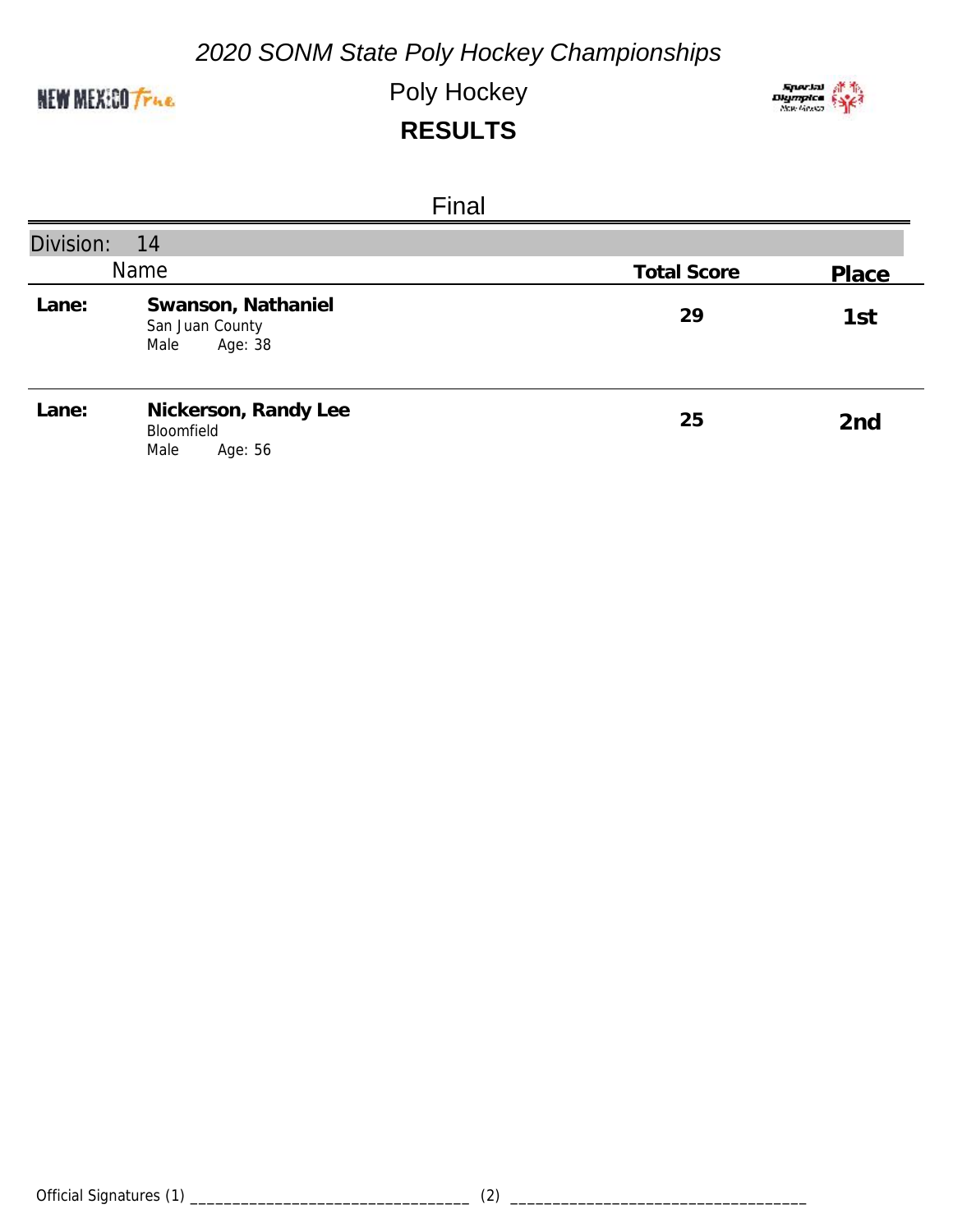# *2020 SONM State Poly Hockey Championships*

## Poly Hockey

## RESULTS

### Final

**Division: 14**

| | Name | Total Score | Place |
|---|---|---|---|
| **Lane:** | **Swanson, Nathaniel**<br>San Juan County<br>Male Age: 38 | **29** | **1st** |
| **Lane:** | **Nickerson, Randy Lee**<br>Bloomfield<br>Male Age: 56 | **25** | **2nd** |

Official Signatures (1) _________________________________ (2) __________________________________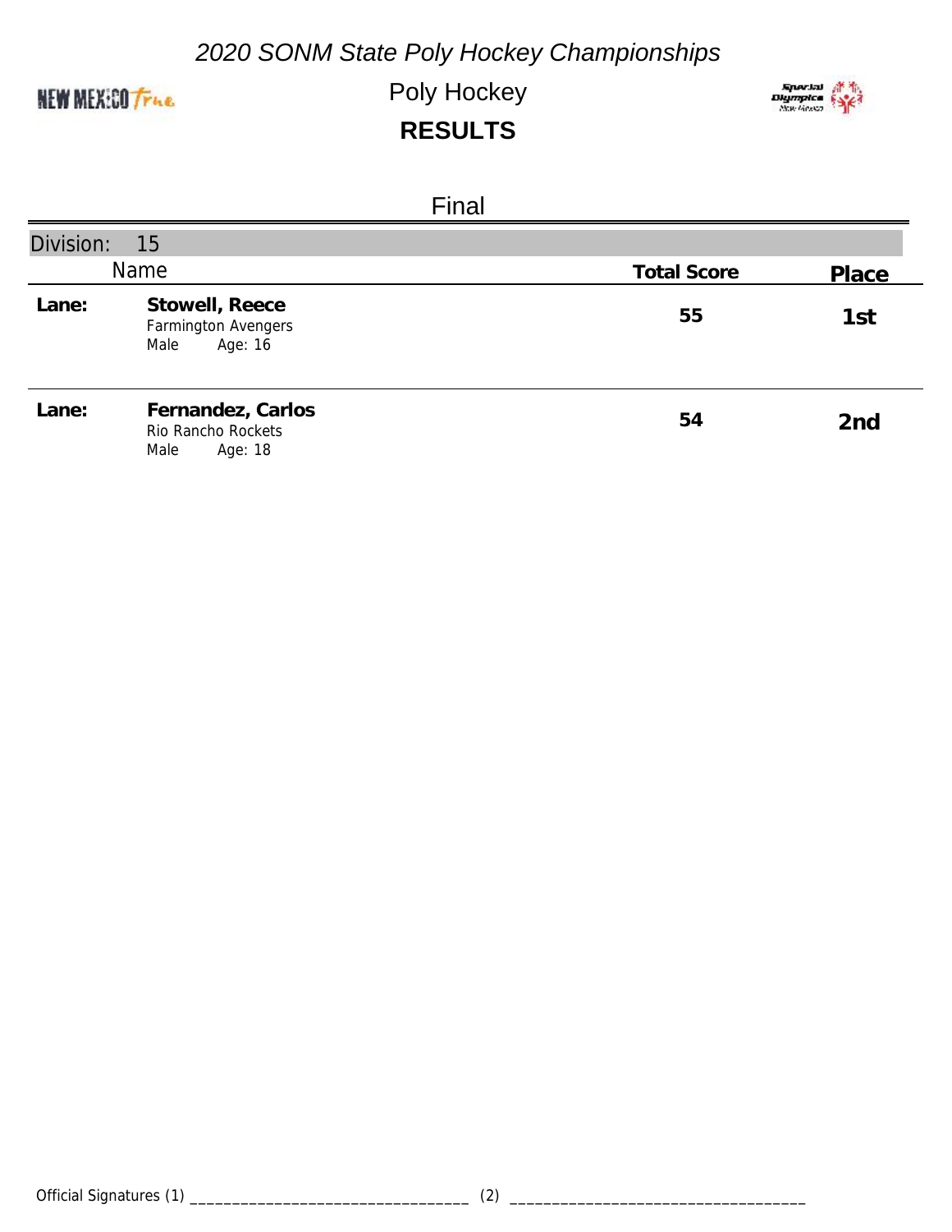# 2020 SONM State Poly Hockey Championships

## Poly Hockey

## RESULTS

### Final

**Division: 15**

| Lane: | Name | Total Score | Place |
|---|---|---|---|
| Lane: | **Stowell, Reece**<br>Farmington Avengers<br>Male Age: 16 | 55 | 1st |
| Lane: | **Fernandez, Carlos**<br>Rio Rancho Rockets<br>Male Age: 18 | 54 | 2nd |

Official Signatures (1) ________________________________ (2) ________________________________